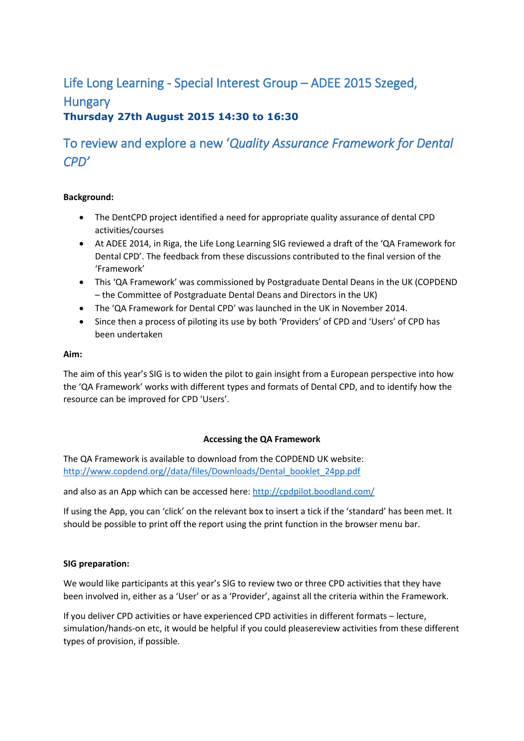# Life Long Learning - Special Interest Group – ADEE 2015 Szeged, Hungary

**Thursday 27th August 2015 14:30 to 16:30**

## To review and explore a new '*Quality Assurance Framework for Dental CPD*'

**Background:**

- The DentCPD project identified a need for appropriate quality assurance of dental CPD activities/courses
- At ADEE 2014, in Riga, the Life Long Learning SIG reviewed a draft of the 'QA Framework for Dental CPD'. The feedback from these discussions contributed to the final version of the 'Framework'
- This 'QA Framework' was commissioned by Postgraduate Dental Deans in the UK (COPDEND – the Committee of Postgraduate Dental Deans and Directors in the UK)
- The 'QA Framework for Dental CPD' was launched in the UK in November 2014.
- Since then a process of piloting its use by both 'Providers' of CPD and 'Users' of CPD has been undertaken

**Aim:**

The aim of this year's SIG is to widen the pilot to gain insight from a European perspective into how the 'QA Framework' works with different types and formats of Dental CPD, and to identify how the resource can be improved for CPD 'Users'.

**Accessing the QA Framework**

The QA Framework is available to download from the COPDEND UK website: http://www.copdend.org//data/files/Downloads/Dental_booklet_24pp.pdf

and also as an App which can be accessed here: http://cpdpilot.boodland.com/

If using the App, you can 'click' on the relevant box to insert a tick if the 'standard' has been met. It should be possible to print off the report using the print function in the browser menu bar.

**SIG preparation:**

We would like participants at this year's SIG to review two or three CPD activities that they have been involved in, either as a 'User' or as a 'Provider', against all the criteria within the Framework.

If you deliver CPD activities or have experienced CPD activities in different formats – lecture, simulation/hands-on etc, it would be helpful if you could pleasereview activities from these different types of provision, if possible.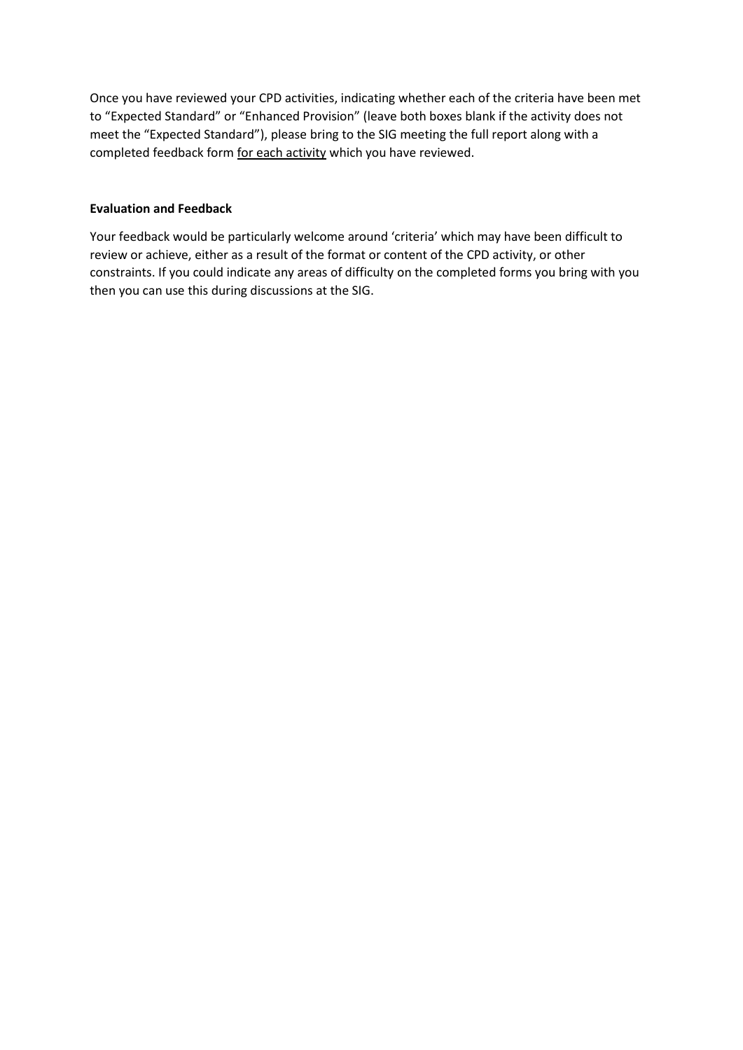Once you have reviewed your CPD activities, indicating whether each of the criteria have been met to “Expected Standard” or “Enhanced Provision” (leave both boxes blank if the activity does not meet the “Expected Standard”), please bring to the SIG meeting the full report along with a completed feedback form <u>for each activity</u> which you have reviewed.

**Evaluation and Feedback**

Your feedback would be particularly welcome around ‘criteria’ which may have been difficult to review or achieve, either as a result of the format or content of the CPD activity, or other constraints. If you could indicate any areas of difficulty on the completed forms you bring with you then you can use this during discussions at the SIG.